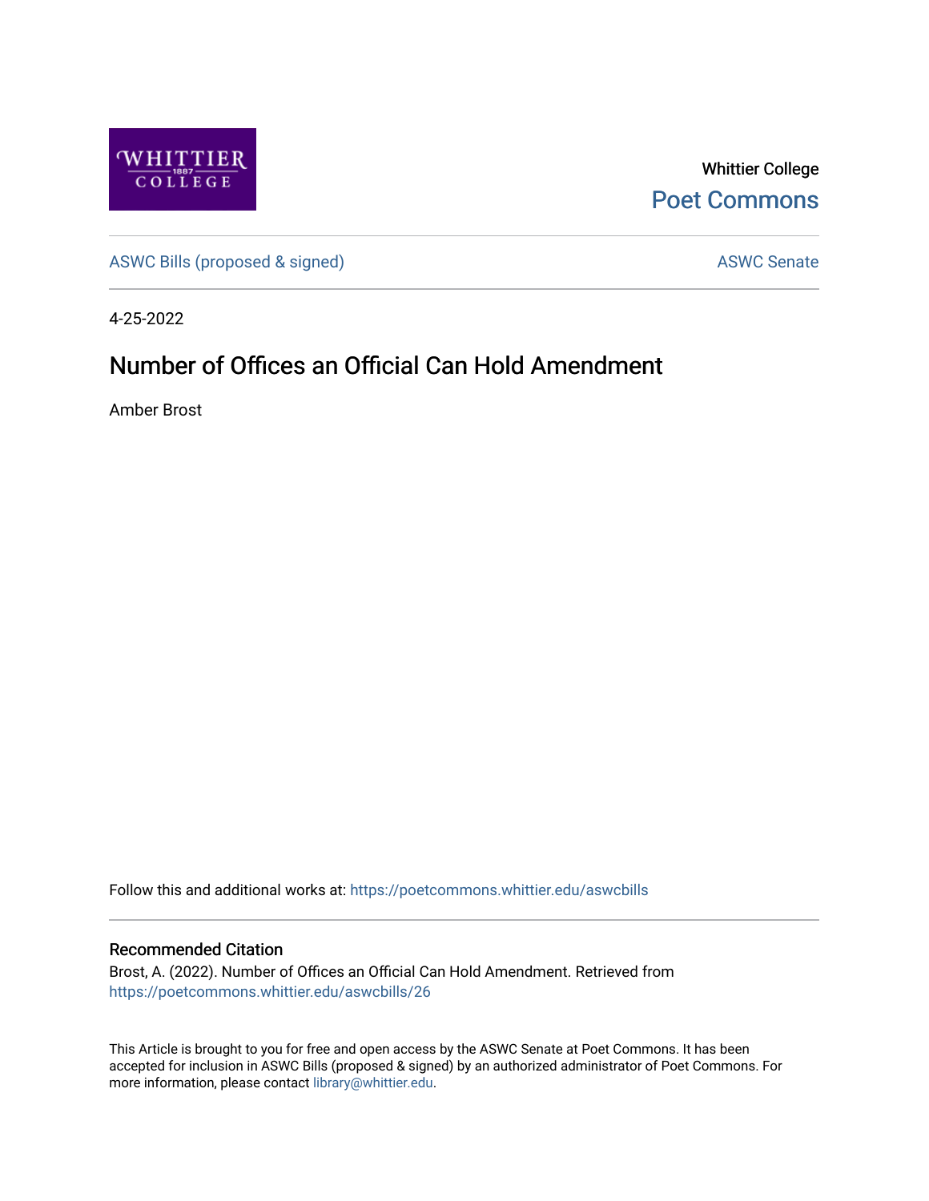Whittier College

Poet Commons

ASWC Bills (proposed & signed)

ASWC Senate

4-25-2022

# Number of Offices an Official Can Hold Amendment

Amber Brost

Follow this and additional works at: https://poetcommons.whittier.edu/aswcbills

## Recommended Citation

Brost, A. (2022). Number of Offices an Official Can Hold Amendment. Retrieved from https://poetcommons.whittier.edu/aswcbills/26

This Article is brought to you for free and open access by the ASWC Senate at Poet Commons. It has been accepted for inclusion in ASWC Bills (proposed & signed) by an authorized administrator of Poet Commons. For more information, please contact library@whittier.edu.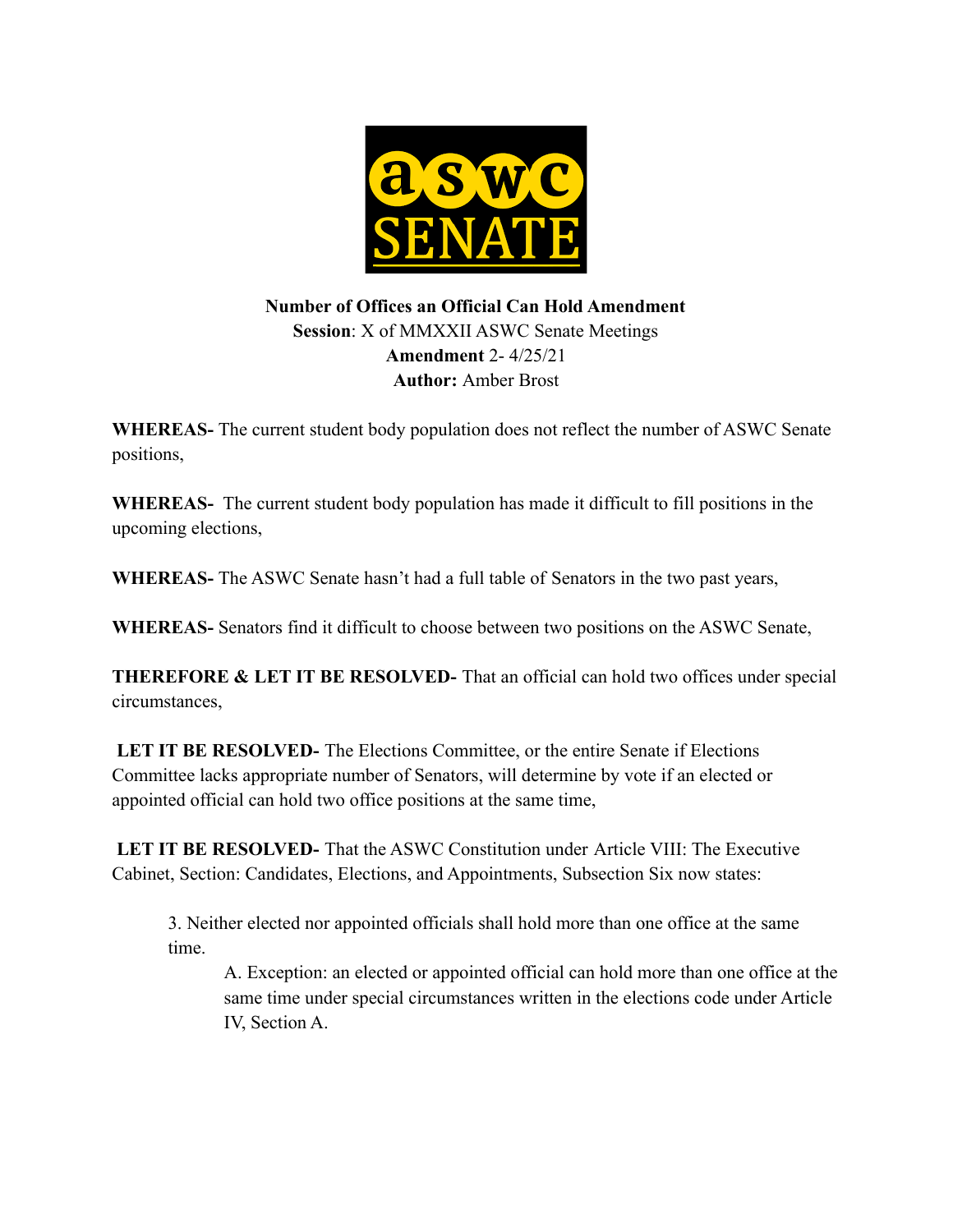**Number of Offices an Official Can Hold Amendment**
**Session**: X of MMXXII ASWC Senate Meetings
**Amendment** 2- 4/25/21
**Author:** Amber Brost

**WHEREAS-** The current student body population does not reflect the number of ASWC Senate positions,

**WHEREAS-** The current student body population has made it difficult to fill positions in the upcoming elections,

**WHEREAS-** The ASWC Senate hasn't had a full table of Senators in the two past years,

**WHEREAS-** Senators find it difficult to choose between two positions on the ASWC Senate,

**THEREFORE & LET IT BE RESOLVED-** That an official can hold two offices under special circumstances,

**LET IT BE RESOLVED-** The Elections Committee, or the entire Senate if Elections Committee lacks appropriate number of Senators, will determine by vote if an elected or appointed official can hold two office positions at the same time,

**LET IT BE RESOLVED-** That the ASWC Constitution under Article VIII: The Executive Cabinet, Section: Candidates, Elections, and Appointments, Subsection Six now states:

> 3. Neither elected nor appointed officials shall hold more than one office at the same time.
>
>     A. Exception: an elected or appointed official can hold more than one office at the same time under special circumstances written in the elections code under Article IV, Section A.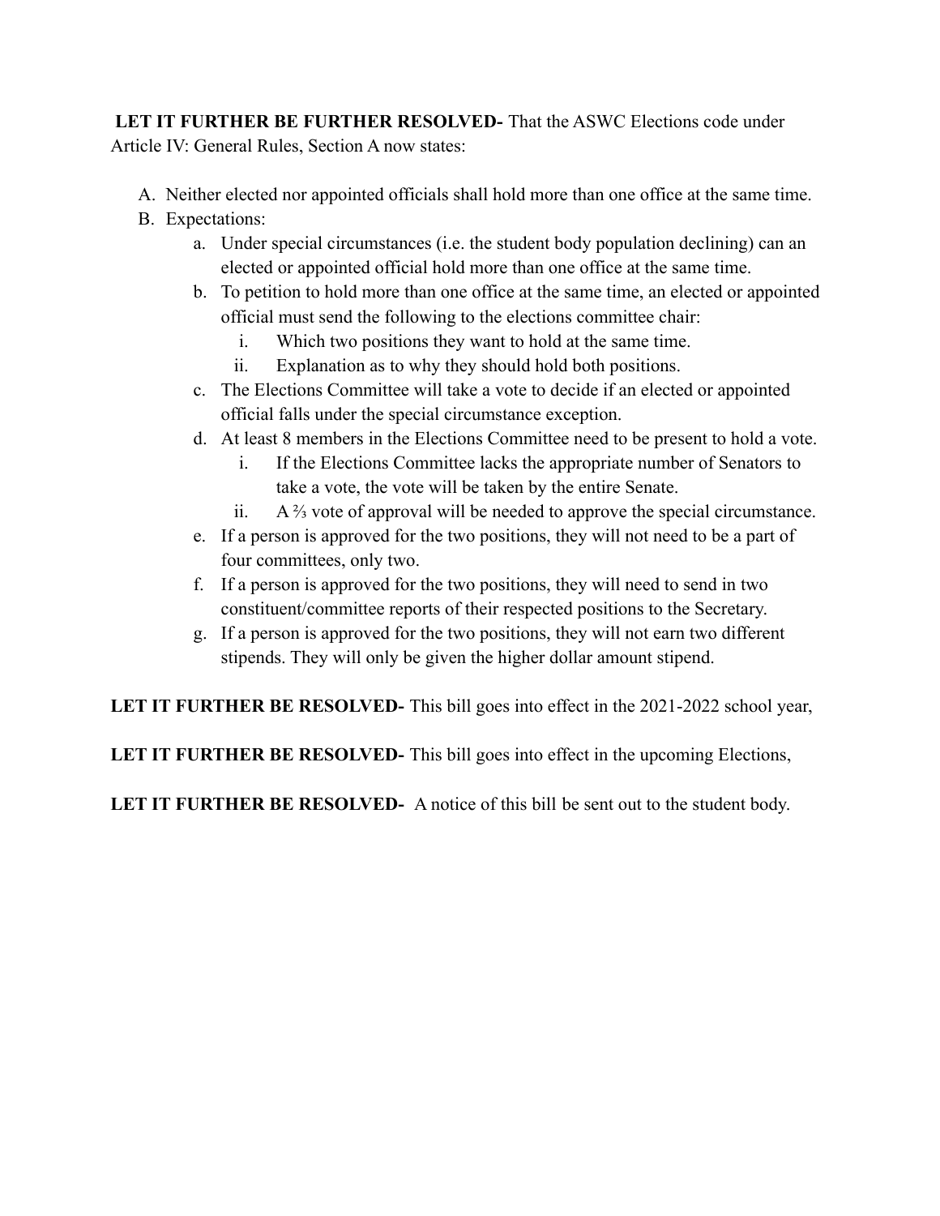**LET IT FURTHER BE FURTHER RESOLVED-** That the ASWC Elections code under Article IV: General Rules, Section A now states:

A. Neither elected nor appointed officials shall hold more than one office at the same time.
B. Expectations:
    a. Under special circumstances (i.e. the student body population declining) can an elected or appointed official hold more than one office at the same time.
    b. To petition to hold more than one office at the same time, an elected or appointed official must send the following to the elections committee chair:
        i. Which two positions they want to hold at the same time.
        ii. Explanation as to why they should hold both positions.
    c. The Elections Committee will take a vote to decide if an elected or appointed official falls under the special circumstance exception.
    d. At least 8 members in the Elections Committee need to be present to hold a vote.
        i. If the Elections Committee lacks the appropriate number of Senators to take a vote, the vote will be taken by the entire Senate.
        ii. A ⅔ vote of approval will be needed to approve the special circumstance.
    e. If a person is approved for the two positions, they will not need to be a part of four committees, only two.
    f. If a person is approved for the two positions, they will need to send in two constituent/committee reports of their respected positions to the Secretary.
    g. If a person is approved for the two positions, they will not earn two different stipends. They will only be given the higher dollar amount stipend.

**LET IT FURTHER BE RESOLVED-** This bill goes into effect in the 2021-2022 school year,

**LET IT FURTHER BE RESOLVED-** This bill goes into effect in the upcoming Elections,

**LET IT FURTHER BE RESOLVED-** A notice of this bill be sent out to the student body.